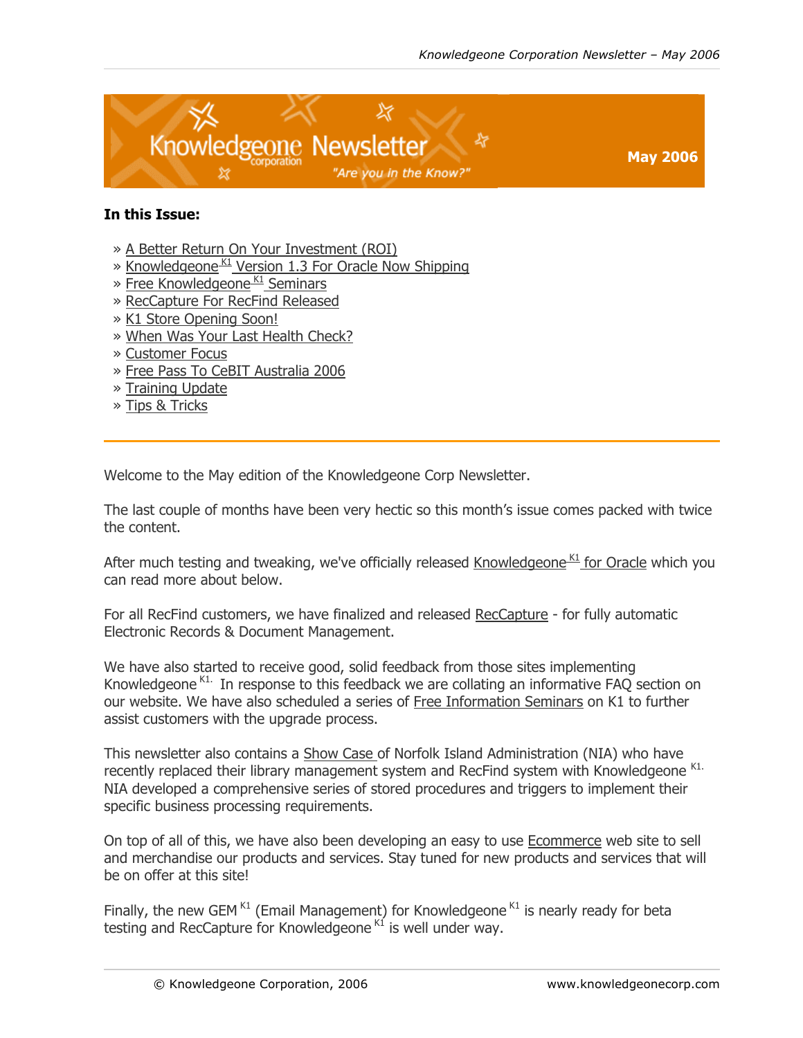# Knowledgeone Newsletter

*"Are you in the Know?"*

**May 2006**

**In this Issue:**

- » A Better Return On Your Investment (ROI)
- » Knowledgeone[K1] Version 1.3 For Oracle Now Shipping
- » Free Knowledgeone[K1] Seminars
- » RecCapture For RecFind Released
- » K1 Store Opening Soon!
- » When Was Your Last Health Check?
- » Customer Focus
- » Free Pass To CeBIT Australia 2006
- » Training Update
- » Tips & Tricks

---

Welcome to the May edition of the Knowledgeone Corp Newsletter.

The last couple of months have been very hectic so this month's issue comes packed with twice the content.

After much testing and tweaking, we've officially released Knowledgeone[K1] for Oracle which you can read more about below.

For all RecFind customers, we have finalized and released RecCapture - for fully automatic Electronic Records & Document Management.

We have also started to receive good, solid feedback from those sites implementing Knowledgeone[K1.] In response to this feedback we are collating an informative FAQ section on our website. We have also scheduled a series of Free Information Seminars on K1 to further assist customers with the upgrade process.

This newsletter also contains a Show Case of Norfolk Island Administration (NIA) who have recently replaced their library management system and RecFind system with Knowledgeone[K1.] NIA developed a comprehensive series of stored procedures and triggers to implement their specific business processing requirements.

On top of all of this, we have also been developing an easy to use Ecommerce web site to sell and merchandise our products and services. Stay tuned for new products and services that will be on offer at this site!

Finally, the new GEM[K1] (Email Management) for Knowledgeone[K1] is nearly ready for beta testing and RecCapture for Knowledgeone[K1] is well under way.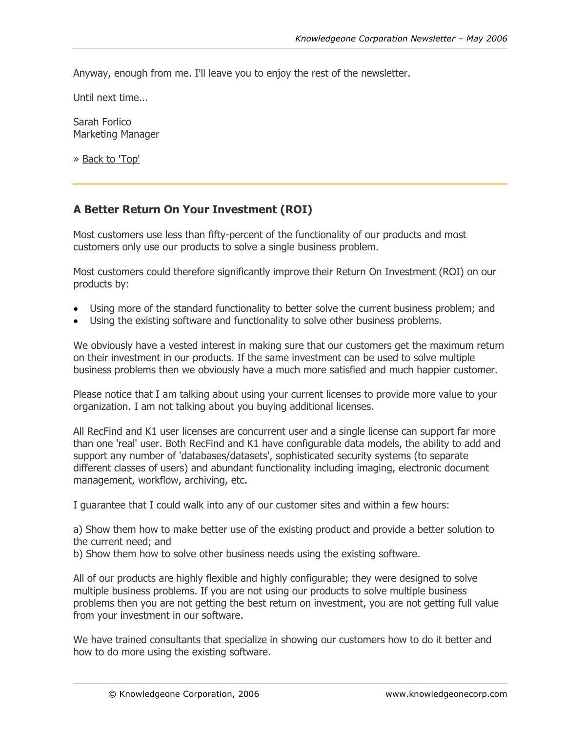Anyway, enough from me. I'll leave you to enjoy the rest of the newsletter.

Until next time...

Sarah Forlico
Marketing Manager

» Back to 'Top'

---

## A Better Return On Your Investment (ROI)

Most customers use less than fifty-percent of the functionality of our products and most customers only use our products to solve a single business problem.

Most customers could therefore significantly improve their Return On Investment (ROI) on our products by:

- Using more of the standard functionality to better solve the current business problem; and
- Using the existing software and functionality to solve other business problems.

We obviously have a vested interest in making sure that our customers get the maximum return on their investment in our products. If the same investment can be used to solve multiple business problems then we obviously have a much more satisfied and much happier customer.

Please notice that I am talking about using your current licenses to provide more value to your organization. I am not talking about you buying additional licenses.

All RecFind and K1 user licenses are concurrent user and a single license can support far more than one 'real' user. Both RecFind and K1 have configurable data models, the ability to add and support any number of 'databases/datasets', sophisticated security systems (to separate different classes of users) and abundant functionality including imaging, electronic document management, workflow, archiving, etc.

I guarantee that I could walk into any of our customer sites and within a few hours:

a) Show them how to make better use of the existing product and provide a better solution to the current need; and
b) Show them how to solve other business needs using the existing software.

All of our products are highly flexible and highly configurable; they were designed to solve multiple business problems. If you are not using our products to solve multiple business problems then you are not getting the best return on investment, you are not getting full value from your investment in our software.

We have trained consultants that specialize in showing our customers how to do it better and how to do more using the existing software.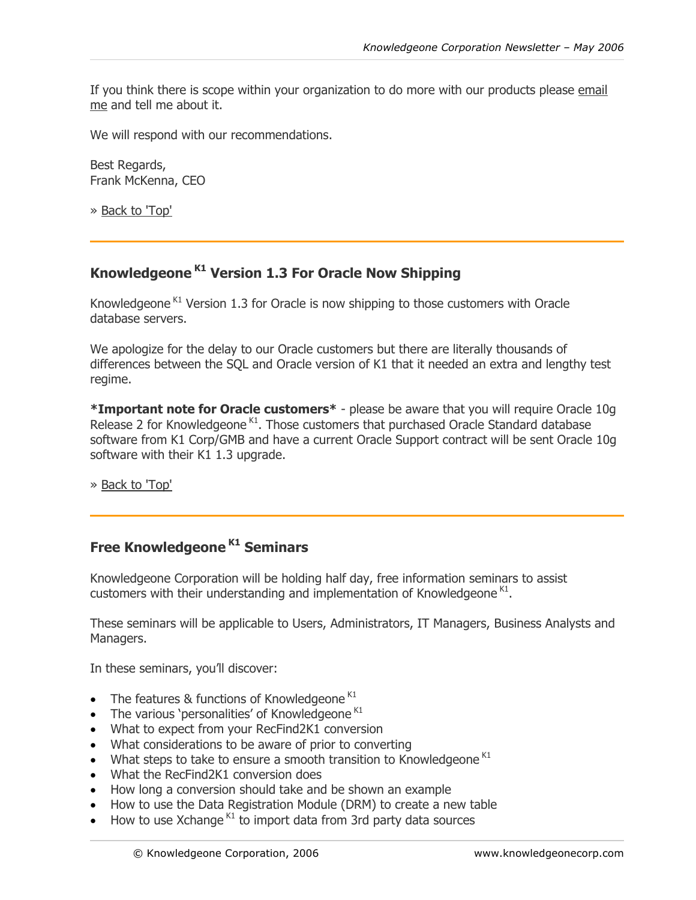If you think there is scope within your organization to do more with our products please email me and tell me about it.

We will respond with our recommendations.

Best Regards,
Frank McKenna, CEO

» Back to 'Top'

---

## Knowledgeone K1 Version 1.3 For Oracle Now Shipping

Knowledgeone K1 Version 1.3 for Oracle is now shipping to those customers with Oracle database servers.

We apologize for the delay to our Oracle customers but there are literally thousands of differences between the SQL and Oracle version of K1 that it needed an extra and lengthy test regime.

***Important note for Oracle customers*** - please be aware that you will require Oracle 10g Release 2 for Knowledgeone K1. Those customers that purchased Oracle Standard database software from K1 Corp/GMB and have a current Oracle Support contract will be sent Oracle 10g software with their K1 1.3 upgrade.

» Back to 'Top'

---

## Free Knowledgeone K1 Seminars

Knowledgeone Corporation will be holding half day, free information seminars to assist customers with their understanding and implementation of Knowledgeone K1.

These seminars will be applicable to Users, Administrators, IT Managers, Business Analysts and Managers.

In these seminars, you'll discover:

- The features & functions of Knowledgeone K1
- The various 'personalities' of Knowledgeone K1
- What to expect from your RecFind2K1 conversion
- What considerations to be aware of prior to converting
- What steps to take to ensure a smooth transition to Knowledgeone K1
- What the RecFind2K1 conversion does
- How long a conversion should take and be shown an example
- How to use the Data Registration Module (DRM) to create a new table
- How to use Xchange K1 to import data from 3rd party data sources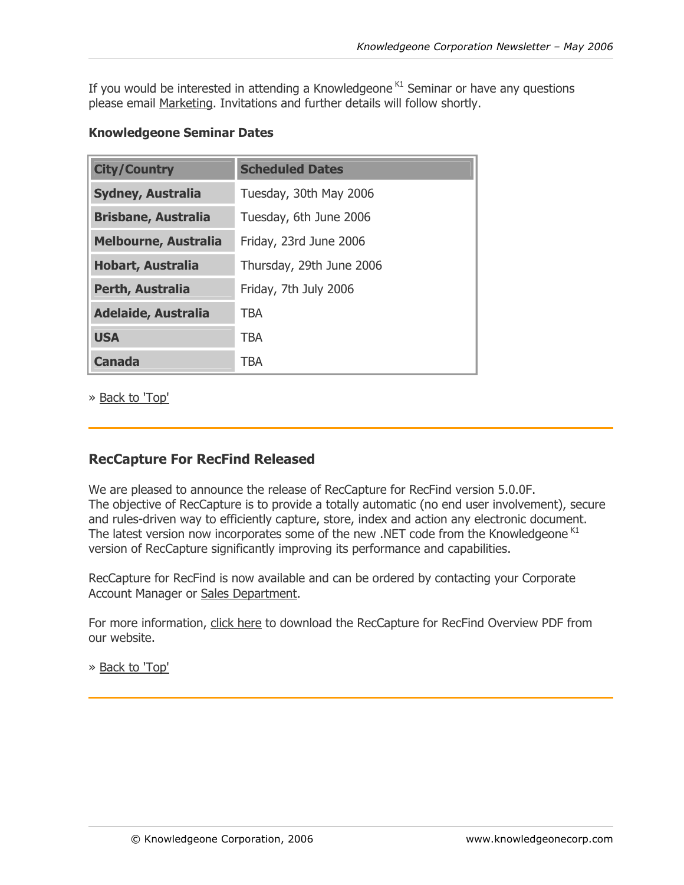If you would be interested in attending a Knowledgeone [K1] Seminar or have any questions please email Marketing. Invitations and further details will follow shortly.

**Knowledgeone Seminar Dates**

| City/Country | Scheduled Dates |
|---|---|
| **Sydney, Australia** | Tuesday, 30th May 2006 |
| **Brisbane, Australia** | Tuesday, 6th June 2006 |
| **Melbourne, Australia** | Friday, 23rd June 2006 |
| **Hobart, Australia** | Thursday, 29th June 2006 |
| **Perth, Australia** | Friday, 7th July 2006 |
| **Adelaide, Australia** | TBA |
| **USA** | TBA |
| **Canada** | TBA |

» Back to 'Top'

## RecCapture For RecFind Released

We are pleased to announce the release of RecCapture for RecFind version 5.0.0F.
The objective of RecCapture is to provide a totally automatic (no end user involvement), secure and rules-driven way to efficiently capture, store, index and action any electronic document. The latest version now incorporates some of the new .NET code from the Knowledgeone [K1] version of RecCapture significantly improving its performance and capabilities.

RecCapture for RecFind is now available and can be ordered by contacting your Corporate Account Manager or Sales Department.

For more information, click here to download the RecCapture for RecFind Overview PDF from our website.

» Back to 'Top'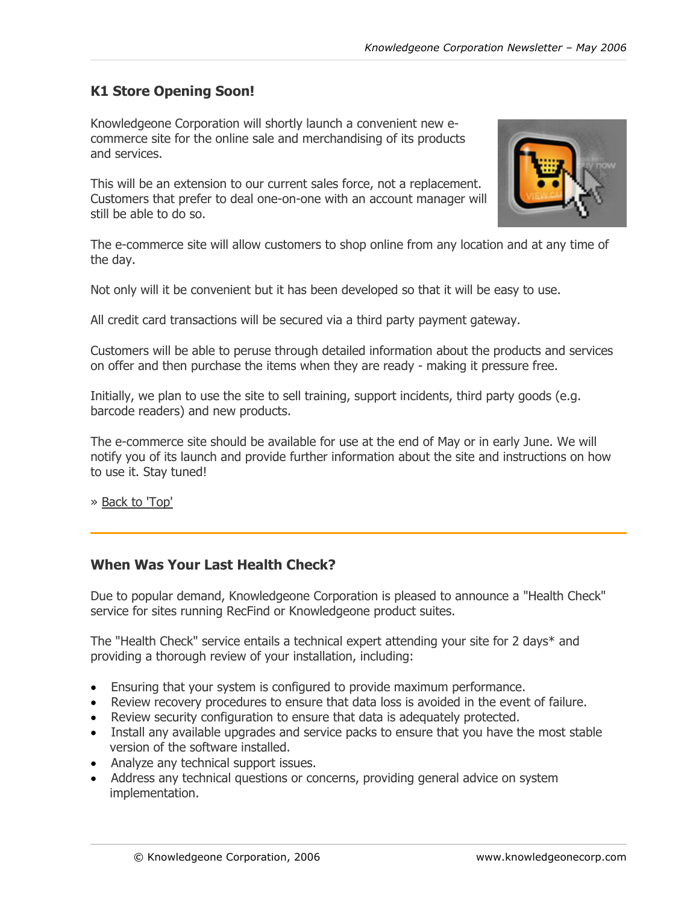## K1 Store Opening Soon!

Knowledgeone Corporation will shortly launch a convenient new e-commerce site for the online sale and merchandising of its products and services.

This will be an extension to our current sales force, not a replacement. Customers that prefer to deal one-on-one with an account manager will still be able to do so.

The e-commerce site will allow customers to shop online from any location and at any time of the day.

Not only will it be convenient but it has been developed so that it will be easy to use.

All credit card transactions will be secured via a third party payment gateway.

Customers will be able to peruse through detailed information about the products and services on offer and then purchase the items when they are ready - making it pressure free.

Initially, we plan to use the site to sell training, support incidents, third party goods (e.g. barcode readers) and new products.

The e-commerce site should be available for use at the end of May or in early June. We will notify you of its launch and provide further information about the site and instructions on how to use it. Stay tuned!

» Back to 'Top'

---

## When Was Your Last Health Check?

Due to popular demand, Knowledgeone Corporation is pleased to announce a "Health Check" service for sites running RecFind or Knowledgeone product suites.

The "Health Check" service entails a technical expert attending your site for 2 days* and providing a thorough review of your installation, including:

- Ensuring that your system is configured to provide maximum performance.
- Review recovery procedures to ensure that data loss is avoided in the event of failure.
- Review security configuration to ensure that data is adequately protected.
- Install any available upgrades and service packs to ensure that you have the most stable version of the software installed.
- Analyze any technical support issues.
- Address any technical questions or concerns, providing general advice on system implementation.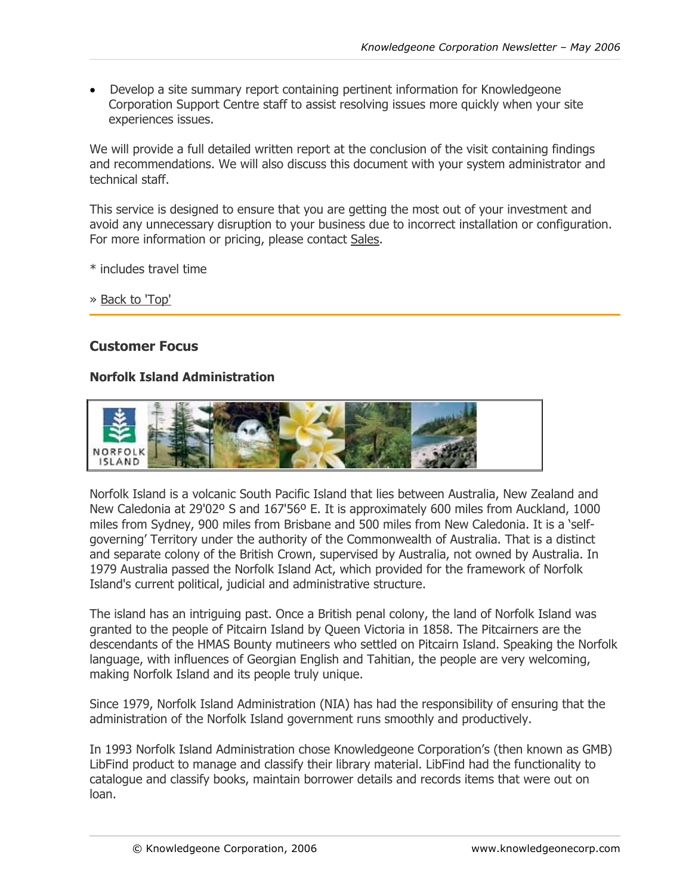- Develop a site summary report containing pertinent information for Knowledgeone Corporation Support Centre staff to assist resolving issues more quickly when your site experiences issues.

We will provide a full detailed written report at the conclusion of the visit containing findings and recommendations. We will also discuss this document with your system administrator and technical staff.

This service is designed to ensure that you are getting the most out of your investment and avoid any unnecessary disruption to your business due to incorrect installation or configuration. For more information or pricing, please contact Sales.

* includes travel time

» Back to 'Top'

---

## Customer Focus

### Norfolk Island Administration

Norfolk Island is a volcanic South Pacific Island that lies between Australia, New Zealand and New Caledonia at 29'02º S and 167'56º E. It is approximately 600 miles from Auckland, 1000 miles from Sydney, 900 miles from Brisbane and 500 miles from New Caledonia. It is a 'self-governing' Territory under the authority of the Commonwealth of Australia. That is a distinct and separate colony of the British Crown, supervised by Australia, not owned by Australia. In 1979 Australia passed the Norfolk Island Act, which provided for the framework of Norfolk Island's current political, judicial and administrative structure.

The island has an intriguing past. Once a British penal colony, the land of Norfolk Island was granted to the people of Pitcairn Island by Queen Victoria in 1858. The Pitcairners are the descendants of the HMAS Bounty mutineers who settled on Pitcairn Island. Speaking the Norfolk language, with influences of Georgian English and Tahitian, the people are very welcoming, making Norfolk Island and its people truly unique.

Since 1979, Norfolk Island Administration (NIA) has had the responsibility of ensuring that the administration of the Norfolk Island government runs smoothly and productively.

In 1993 Norfolk Island Administration chose Knowledgeone Corporation's (then known as GMB) LibFind product to manage and classify their library material. LibFind had the functionality to catalogue and classify books, maintain borrower details and records items that were out on loan.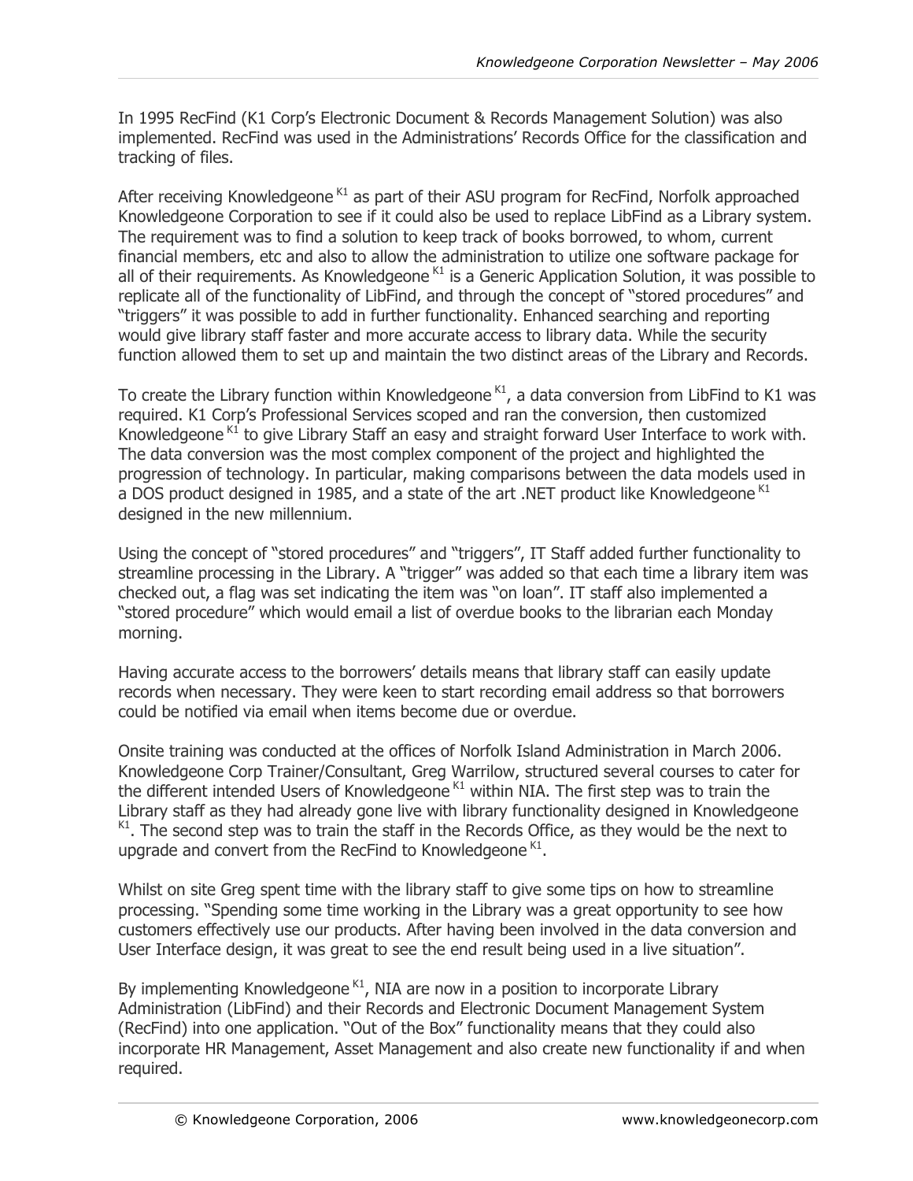In 1995 RecFind (K1 Corp's Electronic Document & Records Management Solution) was also implemented. RecFind was used in the Administrations' Records Office for the classification and tracking of files.

After receiving Knowledgeone $^{K1}$ as part of their ASU program for RecFind, Norfolk approached Knowledgeone Corporation to see if it could also be used to replace LibFind as a Library system. The requirement was to find a solution to keep track of books borrowed, to whom, current financial members, etc and also to allow the administration to utilize one software package for all of their requirements. As Knowledgeone $^{K1}$ is a Generic Application Solution, it was possible to replicate all of the functionality of LibFind, and through the concept of "stored procedures" and "triggers" it was possible to add in further functionality. Enhanced searching and reporting would give library staff faster and more accurate access to library data. While the security function allowed them to set up and maintain the two distinct areas of the Library and Records.

To create the Library function within Knowledgeone $^{K1}$, a data conversion from LibFind to K1 was required. K1 Corp's Professional Services scoped and ran the conversion, then customized Knowledgeone $^{K1}$ to give Library Staff an easy and straight forward User Interface to work with. The data conversion was the most complex component of the project and highlighted the progression of technology. In particular, making comparisons between the data models used in a DOS product designed in 1985, and a state of the art .NET product like Knowledgeone $^{K1}$ designed in the new millennium.

Using the concept of "stored procedures" and "triggers", IT Staff added further functionality to streamline processing in the Library. A "trigger" was added so that each time a library item was checked out, a flag was set indicating the item was "on loan". IT staff also implemented a "stored procedure" which would email a list of overdue books to the librarian each Monday morning.

Having accurate access to the borrowers' details means that library staff can easily update records when necessary. They were keen to start recording email address so that borrowers could be notified via email when items become due or overdue.

Onsite training was conducted at the offices of Norfolk Island Administration in March 2006. Knowledgeone Corp Trainer/Consultant, Greg Warrilow, structured several courses to cater for the different intended Users of Knowledgeone $^{K1}$ within NIA. The first step was to train the Library staff as they had already gone live with library functionality designed in Knowledgeone $^{K1}$. The second step was to train the staff in the Records Office, as they would be the next to upgrade and convert from the RecFind to Knowledgeone $^{K1}$.

Whilst on site Greg spent time with the library staff to give some tips on how to streamline processing. "Spending some time working in the Library was a great opportunity to see how customers effectively use our products. After having been involved in the data conversion and User Interface design, it was great to see the end result being used in a live situation".

By implementing Knowledgeone $^{K1}$, NIA are now in a position to incorporate Library Administration (LibFind) and their Records and Electronic Document Management System (RecFind) into one application. "Out of the Box" functionality means that they could also incorporate HR Management, Asset Management and also create new functionality if and when required.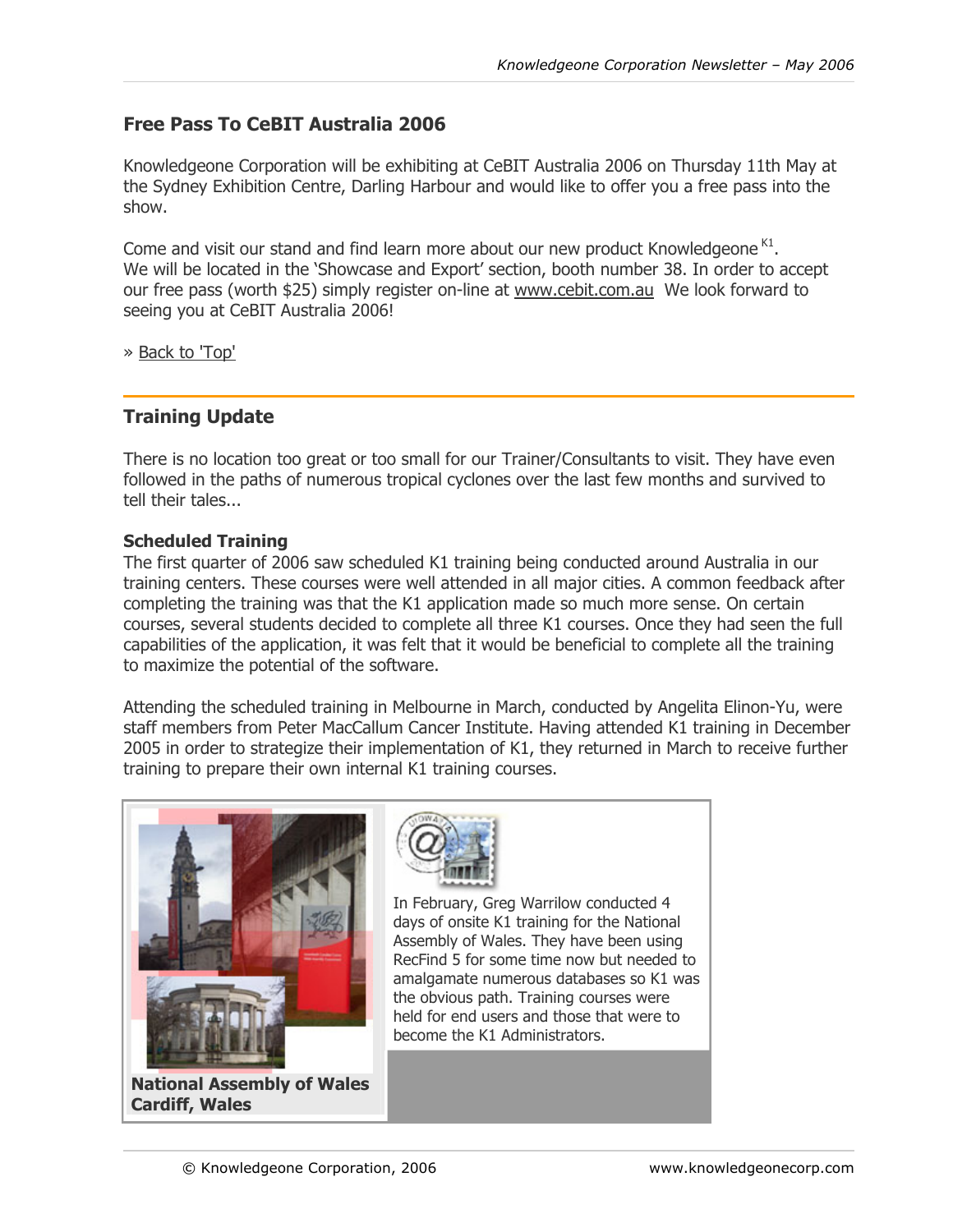## Free Pass To CeBIT Australia 2006

Knowledgeone Corporation will be exhibiting at CeBIT Australia 2006 on Thursday 11th May at the Sydney Exhibition Centre, Darling Harbour and would like to offer you a free pass into the show.

Come and visit our stand and find learn more about our new product Knowledgeone [K1].
We will be located in the 'Showcase and Export' section, booth number 38. In order to accept our free pass (worth $25) simply register on-line at www.cebit.com.au We look forward to seeing you at CeBIT Australia 2006!

» Back to 'Top'

## Training Update

There is no location too great or too small for our Trainer/Consultants to visit. They have even followed in the paths of numerous tropical cyclones over the last few months and survived to tell their tales...

**Scheduled Training**
The first quarter of 2006 saw scheduled K1 training being conducted around Australia in our training centers. These courses were well attended in all major cities. A common feedback after completing the training was that the K1 application made so much more sense. On certain courses, several students decided to complete all three K1 courses. Once they had seen the full capabilities of the application, it was felt that it would be beneficial to complete all the training to maximize the potential of the software.

Attending the scheduled training in Melbourne in March, conducted by Angelita Elinon-Yu, were staff members from Peter MacCallum Cancer Institute. Having attended K1 training in December 2005 in order to strategize their implementation of K1, they returned in March to receive further training to prepare their own internal K1 training courses.

**National Assembly of Wales**
**Cardiff, Wales**

In February, Greg Warrilow conducted 4 days of onsite K1 training for the National Assembly of Wales. They have been using RecFind 5 for some time now but needed to amalgamate numerous databases so K1 was the obvious path. Training courses were held for end users and those that were to become the K1 Administrators.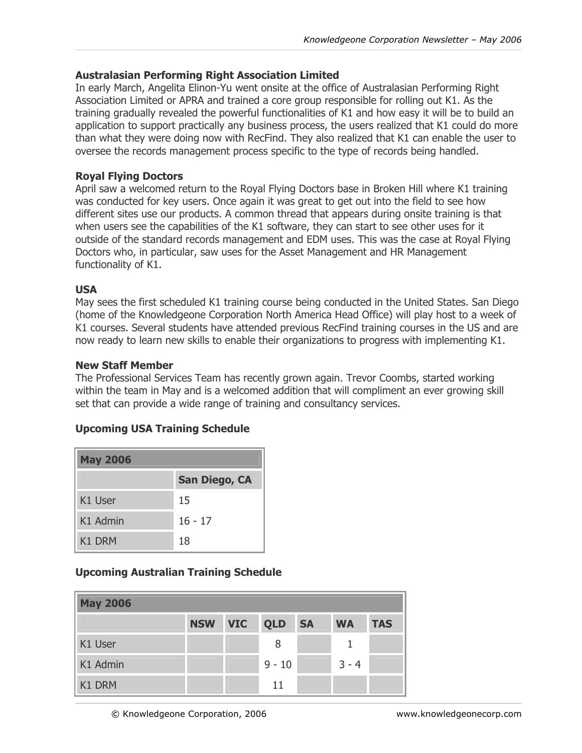### Australasian Performing Right Association Limited

In early March, Angelita Elinon-Yu went onsite at the office of Australasian Performing Right Association Limited or APRA and trained a core group responsible for rolling out K1. As the training gradually revealed the powerful functionalities of K1 and how easy it will be to build an application to support practically any business process, the users realized that K1 could do more than what they were doing now with RecFind. They also realized that K1 can enable the user to oversee the records management process specific to the type of records being handled.

### Royal Flying Doctors

April saw a welcomed return to the Royal Flying Doctors base in Broken Hill where K1 training was conducted for key users. Once again it was great to get out into the field to see how different sites use our products. A common thread that appears during onsite training is that when users see the capabilities of the K1 software, they can start to see other uses for it outside of the standard records management and EDM uses. This was the case at Royal Flying Doctors who, in particular, saw uses for the Asset Management and HR Management functionality of K1.

### USA

May sees the first scheduled K1 training course being conducted in the United States. San Diego (home of the Knowledgeone Corporation North America Head Office) will play host to a week of K1 courses. Several students have attended previous RecFind training courses in the US and are now ready to learn new skills to enable their organizations to progress with implementing K1.

### New Staff Member

The Professional Services Team has recently grown again. Trevor Coombs, started working within the team in May and is a welcomed addition that will compliment an ever growing skill set that can provide a wide range of training and consultancy services.

### Upcoming USA Training Schedule

| May 2006 | |
|---|---|
| | San Diego, CA |
| K1 User | 15 |
| K1 Admin | 16 - 17 |
| K1 DRM | 18 |

### Upcoming Australian Training Schedule

| May 2006 | | | | | | |
|---|---|---|---|---|---|---|
| | NSW | VIC | QLD | SA | WA | TAS |
| K1 User | | | 8 | | 1 | |
| K1 Admin | | | 9 - 10 | | 3 - 4 | |
| K1 DRM | | | 11 | | | |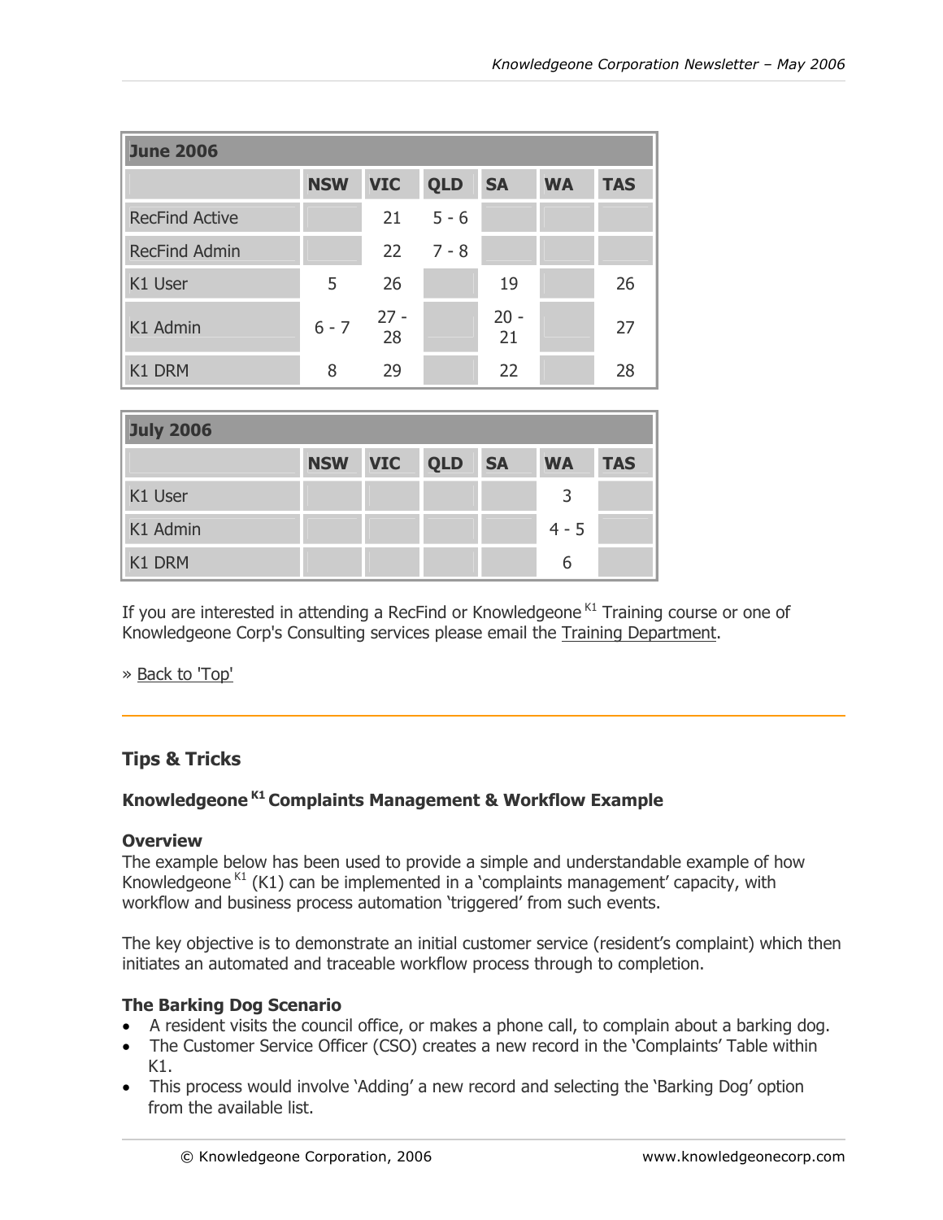| June 2006 | | | | | | |
|---|---|---|---|---|---|---|
| | NSW | VIC | QLD | SA | WA | TAS |
| RecFind Active | | 21 | 5 - 6 | | | |
| RecFind Admin | | 22 | 7 - 8 | | | |
| K1 User | 5 | 26 | | 19 | | 26 |
| K1 Admin | 6 - 7 | 27 - 28 | | 20 - 21 | | 27 |
| K1 DRM | 8 | 29 | | 22 | | 28 |

| July 2006 | | | | | | |
|---|---|---|---|---|---|---|
| | NSW | VIC | QLD | SA | WA | TAS |
| K1 User | | | | | 3 | |
| K1 Admin | | | | | 4 - 5 | |
| K1 DRM | | | | | 6 | |

If you are interested in attending a RecFind or Knowledgeone[K1] Training course or one of Knowledgeone Corp's Consulting services please email the Training Department.

» Back to 'Top'

## Tips & Tricks

### Knowledgeone[K1] Complaints Management & Workflow Example

**Overview**

The example below has been used to provide a simple and understandable example of how Knowledgeone[K1] (K1) can be implemented in a 'complaints management' capacity, with workflow and business process automation 'triggered' from such events.

The key objective is to demonstrate an initial customer service (resident's complaint) which then initiates an automated and traceable workflow process through to completion.

**The Barking Dog Scenario**

- A resident visits the council office, or makes a phone call, to complain about a barking dog.
- The Customer Service Officer (CSO) creates a new record in the 'Complaints' Table within K1.
- This process would involve 'Adding' a new record and selecting the 'Barking Dog' option from the available list.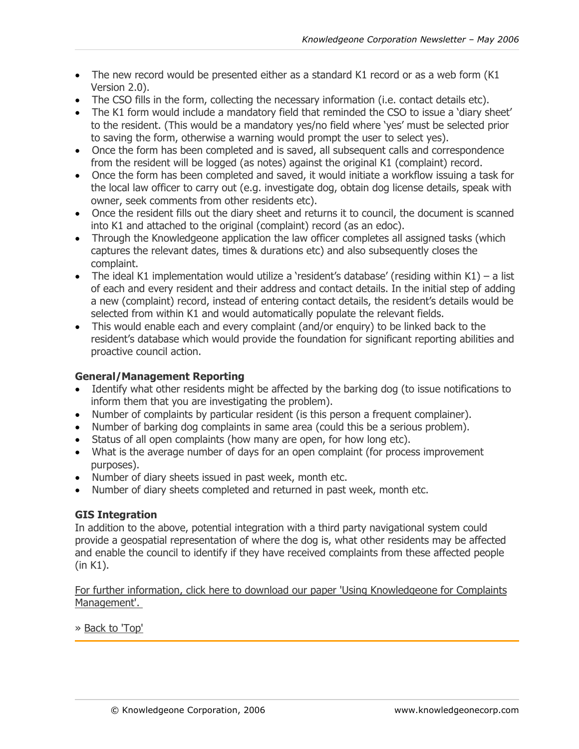- The new record would be presented either as a standard K1 record or as a web form (K1 Version 2.0).
- The CSO fills in the form, collecting the necessary information (i.e. contact details etc).
- The K1 form would include a mandatory field that reminded the CSO to issue a 'diary sheet' to the resident. (This would be a mandatory yes/no field where 'yes' must be selected prior to saving the form, otherwise a warning would prompt the user to select yes).
- Once the form has been completed and is saved, all subsequent calls and correspondence from the resident will be logged (as notes) against the original K1 (complaint) record.
- Once the form has been completed and saved, it would initiate a workflow issuing a task for the local law officer to carry out (e.g. investigate dog, obtain dog license details, speak with owner, seek comments from other residents etc).
- Once the resident fills out the diary sheet and returns it to council, the document is scanned into K1 and attached to the original (complaint) record (as an edoc).
- Through the Knowledgeone application the law officer completes all assigned tasks (which captures the relevant dates, times & durations etc) and also subsequently closes the complaint.
- The ideal K1 implementation would utilize a 'resident's database' (residing within K1) – a list of each and every resident and their address and contact details. In the initial step of adding a new (complaint) record, instead of entering contact details, the resident's details would be selected from within K1 and would automatically populate the relevant fields.
- This would enable each and every complaint (and/or enquiry) to be linked back to the resident's database which would provide the foundation for significant reporting abilities and proactive council action.

**General/Management Reporting**

- Identify what other residents might be affected by the barking dog (to issue notifications to inform them that you are investigating the problem).
- Number of complaints by particular resident (is this person a frequent complainer).
- Number of barking dog complaints in same area (could this be a serious problem).
- Status of all open complaints (how many are open, for how long etc).
- What is the average number of days for an open complaint (for process improvement purposes).
- Number of diary sheets issued in past week, month etc.
- Number of diary sheets completed and returned in past week, month etc.

**GIS Integration**

In addition to the above, potential integration with a third party navigational system could provide a geospatial representation of where the dog is, what other residents may be affected and enable the council to identify if they have received complaints from these affected people (in K1).

For further information, click here to download our paper 'Using Knowledgeone for Complaints Management'.

» Back to 'Top'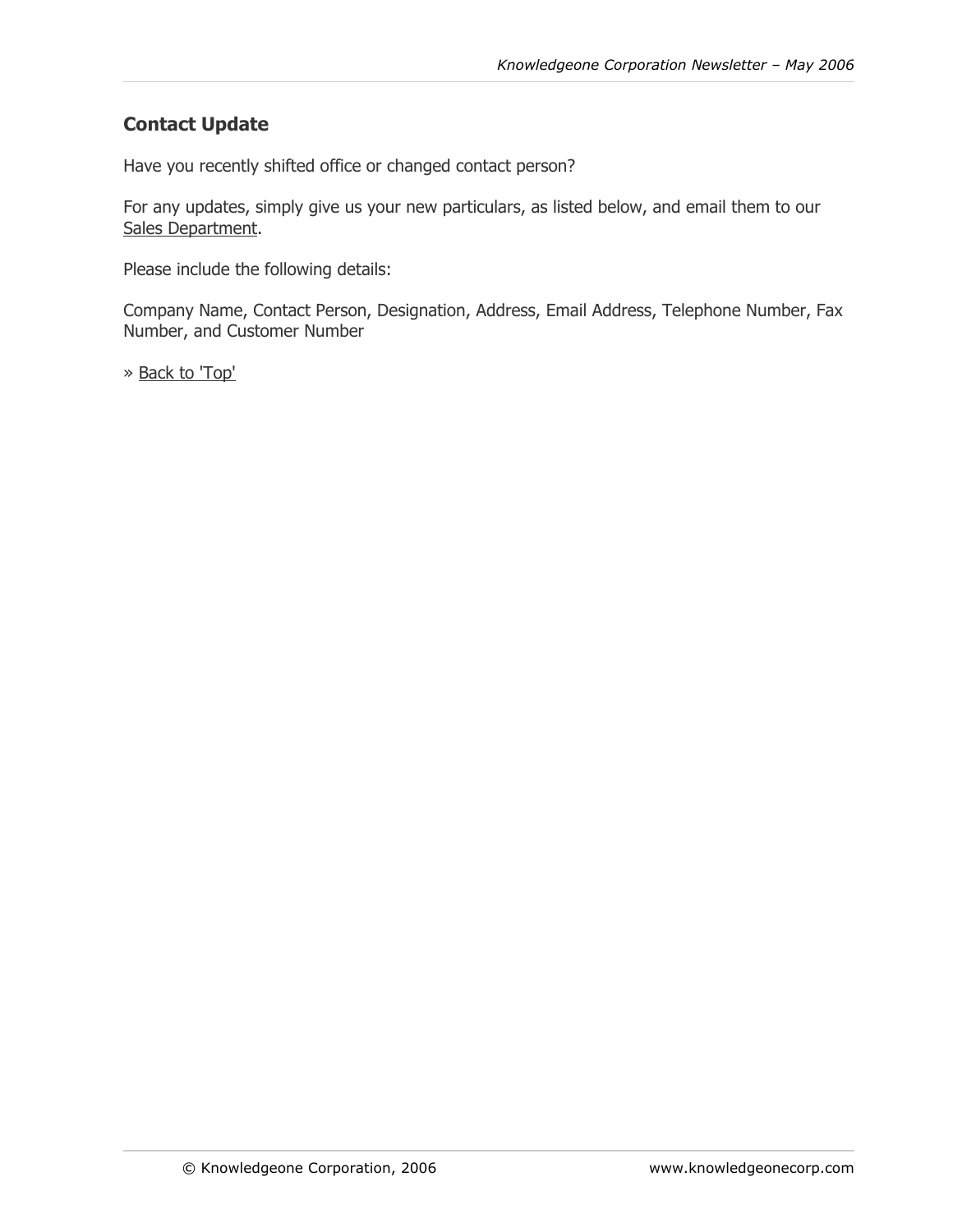## Contact Update

Have you recently shifted office or changed contact person?

For any updates, simply give us your new particulars, as listed below, and email them to our Sales Department.

Please include the following details:

Company Name, Contact Person, Designation, Address, Email Address, Telephone Number, Fax Number, and Customer Number

» Back to 'Top'